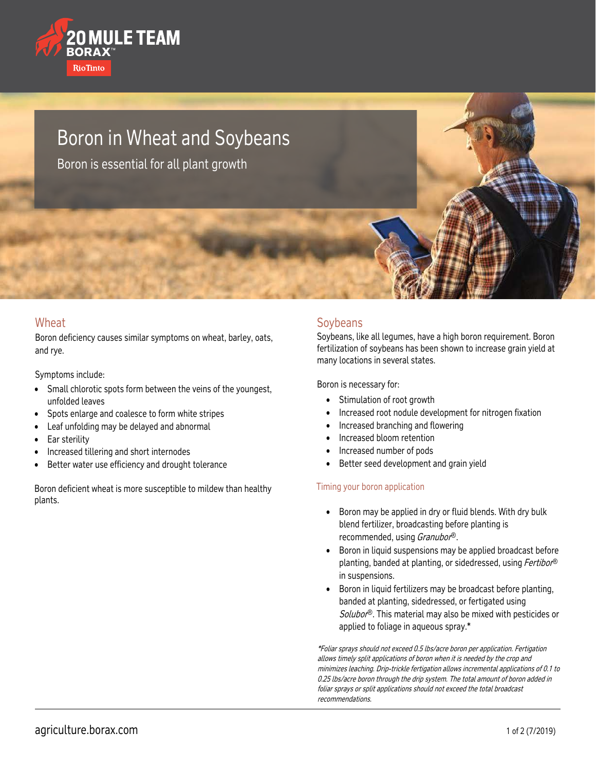# Boron in Wheat and Soybeans

Boron is essential for all plant growth

## Wheat

Boron deficiency causes similar symptoms on wheat, barley, oats, and rye.

Symptoms include:

- Small chlorotic spots form between the veins of the youngest, unfolded leaves
- Spots enlarge and coalesce to form white stripes
- Leaf unfolding may be delayed and abnormal
- Ear sterility
- Increased tillering and short internodes
- Better water use efficiency and drought tolerance

Boron deficient wheat is more susceptible to mildew than healthy plants.

## Soybeans

Soybeans, like all legumes, have a high boron requirement. Boron fertilization of soybeans has been shown to increase grain yield at many locations in several states.

Boron is necessary for:

- Stimulation of root growth
- Increased root nodule development for nitrogen fixation
- Increased branching and flowering
- Increased bloom retention
- Increased number of pods
- Better seed development and grain yield

### Timing your boron application

- Boron may be applied in dry or fluid blends. With dry bulk blend fertilizer, broadcasting before planting is recommended, using *Granubor*®.
- Boron in liquid suspensions may be applied broadcast before planting, banded at planting, or sidedressed, using *Fertibor*® in suspensions.
- Boron in liquid fertilizers may be broadcast before planting, banded at planting, sidedressed, or fertigated using *Solubor*®. This material may also be mixed with pesticides or applied to foliage in aqueous spray.*

*\*Foliar sprays should not exceed 0.5 lbs/acre boron per application. Fertigation allows timely split applications of boron when it is needed by the crop and minimizes leaching. Drip-trickle fertigation allows incremental applications of 0.1 to 0.25 lbs/acre boron through the drip system. The total amount of boron added in foliar sprays or split applications should not exceed the total broadcast recommendations.*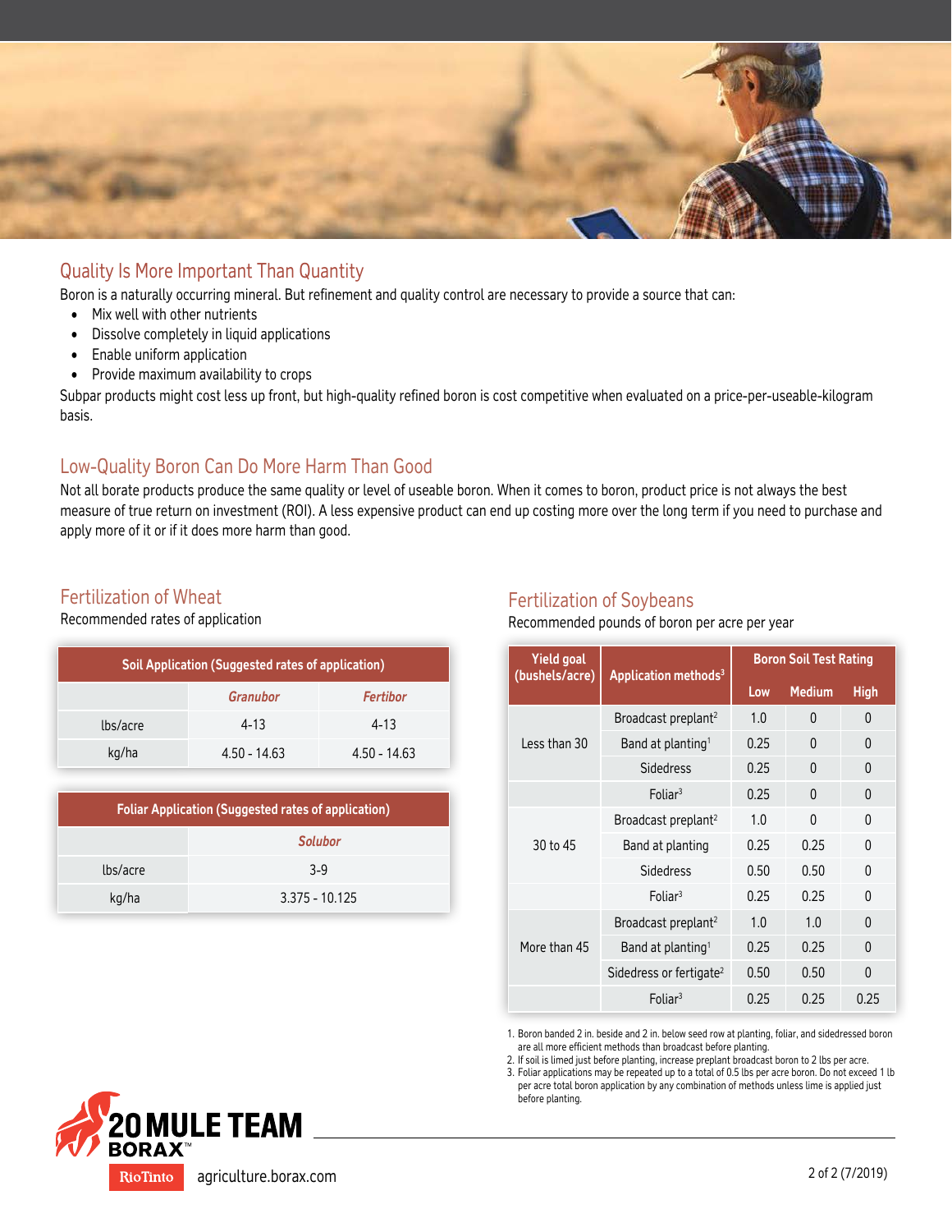## Quality Is More Important Than Quantity

Boron is a naturally occurring mineral. But refinement and quality control are necessary to provide a source that can:

- Mix well with other nutrients
- Dissolve completely in liquid applications
- Enable uniform application
- Provide maximum availability to crops

Subpar products might cost less up front, but high-quality refined boron is cost competitive when evaluated on a price-per-useable-kilogram basis.

## Low-Quality Boron Can Do More Harm Than Good

Not all borate products produce the same quality or level of useable boron. When it comes to boron, product price is not always the best measure of true return on investment (ROI). A less expensive product can end up costing more over the long term if you need to purchase and apply more of it or if it does more harm than good.

## Fertilization of Wheat

Recommended rates of application

| Soil Application (Suggested rates of application) | | |
|---|---|---|
| | *Granubor* | *Fertibor* |
| lbs/acre | 4-13 | 4-13 |
| kg/ha | 4.50 - 14.63 | 4.50 - 14.63 |

| Foliar Application (Suggested rates of application) | |
|---|---|
| | *Solubor* |
| lbs/acre | 3-9 |
| kg/ha | 3.375 - 10.125 |

## Fertilization of Soybeans

Recommended pounds of boron per acre per year

| Yield goal (bushels/acre) | Application methods[3] | Boron Soil Test Rating | | |
|---|---|---|---|---|
| | | Low | Medium | High |
| Less than 30 | Broadcast preplant[2] | 1.0 | 0 | 0 |
| | Band at planting[1] | 0.25 | 0 | 0 |
| | Sidedress | 0.25 | 0 | 0 |
| | Foliar[3] | 0.25 | 0 | 0 |
| 30 to 45 | Broadcast preplant[2] | 1.0 | 0 | 0 |
| | Band at planting | 0.25 | 0.25 | 0 |
| | Sidedress | 0.50 | 0.50 | 0 |
| | Foliar[3] | 0.25 | 0.25 | 0 |
| More than 45 | Broadcast preplant[2] | 1.0 | 1.0 | 0 |
| | Band at planting[1] | 0.25 | 0.25 | 0 |
| | Sidedress or fertigate[2] | 0.50 | 0.50 | 0 |
| | Foliar[3] | 0.25 | 0.25 | 0.25 |

1. Boron banded 2 in. beside and 2 in. below seed row at planting, foliar, and sidedressed boron are all more efficient methods than broadcast before planting.
2. If soil is limed just before planting, increase preplant broadcast boron to 2 lbs per acre.
3. Foliar applications may be repeated up to a total of 0.5 lbs per acre boron. Do not exceed 1 lb per acre total boron application by any combination of methods unless lime is applied just before planting.

20 MULE TEAM BORAX™

RioTinto

agriculture.borax.com